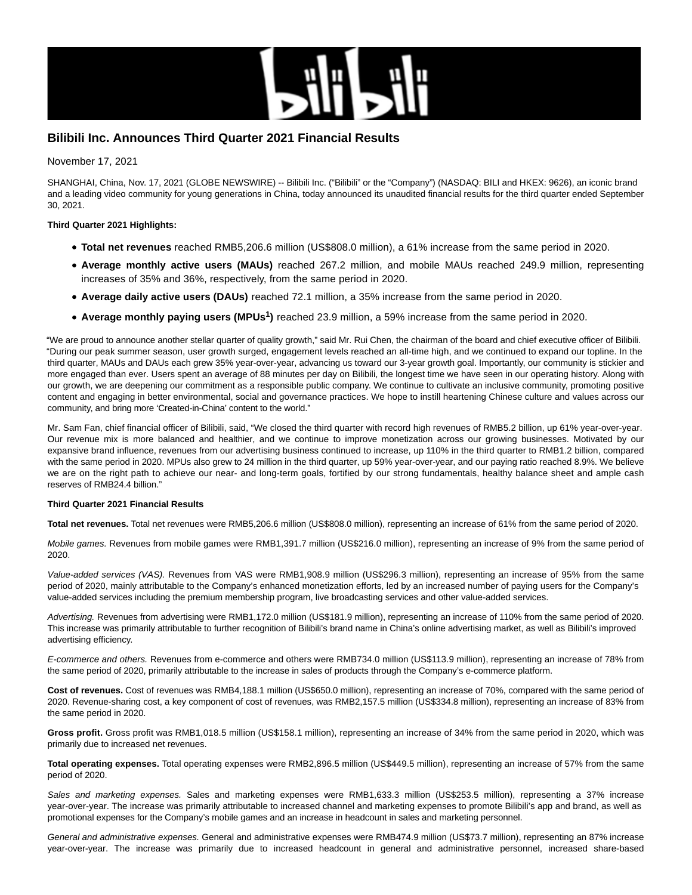# Bilibili Inc. Announces Third Quarter 2021 Financial Results

November 17, 2021

SHANGHAI, China, Nov. 17, 2021 (GLOBE NEWSWIRE) -- Bilibili Inc. ("Bilibili" or the "Company") (NASDAQ: BILI and HKEX: 9626), an iconic brand and a leading video community for young generations in China, today announced its unaudited financial results for the third quarter ended September 30, 2021.

**Third Quarter 2021 Highlights:**

- **Total net revenues** reached RMB5,206.6 million (US$808.0 million), a 61% increase from the same period in 2020.
- **Average monthly active users (MAUs)** reached 267.2 million, and mobile MAUs reached 249.9 million, representing increases of 35% and 36%, respectively, from the same period in 2020.
- **Average daily active users (DAUs)** reached 72.1 million, a 35% increase from the same period in 2020.
- **Average monthly paying users (MPUs[1])** reached 23.9 million, a 59% increase from the same period in 2020.

"We are proud to announce another stellar quarter of quality growth," said Mr. Rui Chen, the chairman of the board and chief executive officer of Bilibili. "During our peak summer season, user growth surged, engagement levels reached an all-time high, and we continued to expand our topline. In the third quarter, MAUs and DAUs each grew 35% year-over-year, advancing us toward our 3-year growth goal. Importantly, our community is stickier and more engaged than ever. Users spent an average of 88 minutes per day on Bilibili, the longest time we have seen in our operating history. Along with our growth, we are deepening our commitment as a responsible public company. We continue to cultivate an inclusive community, promoting positive content and engaging in better environmental, social and governance practices. We hope to instill heartening Chinese culture and values across our community, and bring more 'Created-in-China' content to the world."

Mr. Sam Fan, chief financial officer of Bilibili, said, "We closed the third quarter with record high revenues of RMB5.2 billion, up 61% year-over-year. Our revenue mix is more balanced and healthier, and we continue to improve monetization across our growing businesses. Motivated by our expansive brand influence, revenues from our advertising business continued to increase, up 110% in the third quarter to RMB1.2 billion, compared with the same period in 2020. MPUs also grew to 24 million in the third quarter, up 59% year-over-year, and our paying ratio reached 8.9%. We believe we are on the right path to achieve our near- and long-term goals, fortified by our strong fundamentals, healthy balance sheet and ample cash reserves of RMB24.4 billion."

**Third Quarter 2021 Financial Results**

**Total net revenues.** Total net revenues were RMB5,206.6 million (US$808.0 million), representing an increase of 61% from the same period of 2020.

*Mobile games.* Revenues from mobile games were RMB1,391.7 million (US$216.0 million), representing an increase of 9% from the same period of 2020.

*Value-added services (VAS).* Revenues from VAS were RMB1,908.9 million (US$296.3 million), representing an increase of 95% from the same period of 2020, mainly attributable to the Company's enhanced monetization efforts, led by an increased number of paying users for the Company's value-added services including the premium membership program, live broadcasting services and other value-added services.

*Advertising.* Revenues from advertising were RMB1,172.0 million (US$181.9 million), representing an increase of 110% from the same period of 2020. This increase was primarily attributable to further recognition of Bilibili's brand name in China's online advertising market, as well as Bilibili's improved advertising efficiency.

*E-commerce and others.* Revenues from e-commerce and others were RMB734.0 million (US$113.9 million), representing an increase of 78% from the same period of 2020, primarily attributable to the increase in sales of products through the Company's e-commerce platform.

**Cost of revenues.** Cost of revenues was RMB4,188.1 million (US$650.0 million), representing an increase of 70%, compared with the same period of 2020. Revenue-sharing cost, a key component of cost of revenues, was RMB2,157.5 million (US$334.8 million), representing an increase of 83% from the same period in 2020.

**Gross profit.** Gross profit was RMB1,018.5 million (US$158.1 million), representing an increase of 34% from the same period in 2020, which was primarily due to increased net revenues.

**Total operating expenses.** Total operating expenses were RMB2,896.5 million (US$449.5 million), representing an increase of 57% from the same period of 2020.

*Sales and marketing expenses.* Sales and marketing expenses were RMB1,633.3 million (US$253.5 million), representing a 37% increase year-over-year. The increase was primarily attributable to increased channel and marketing expenses to promote Bilibili's app and brand, as well as promotional expenses for the Company's mobile games and an increase in headcount in sales and marketing personnel.

*General and administrative expenses.* General and administrative expenses were RMB474.9 million (US$73.7 million), representing an 87% increase year-over-year. The increase was primarily due to increased headcount in general and administrative personnel, increased share-based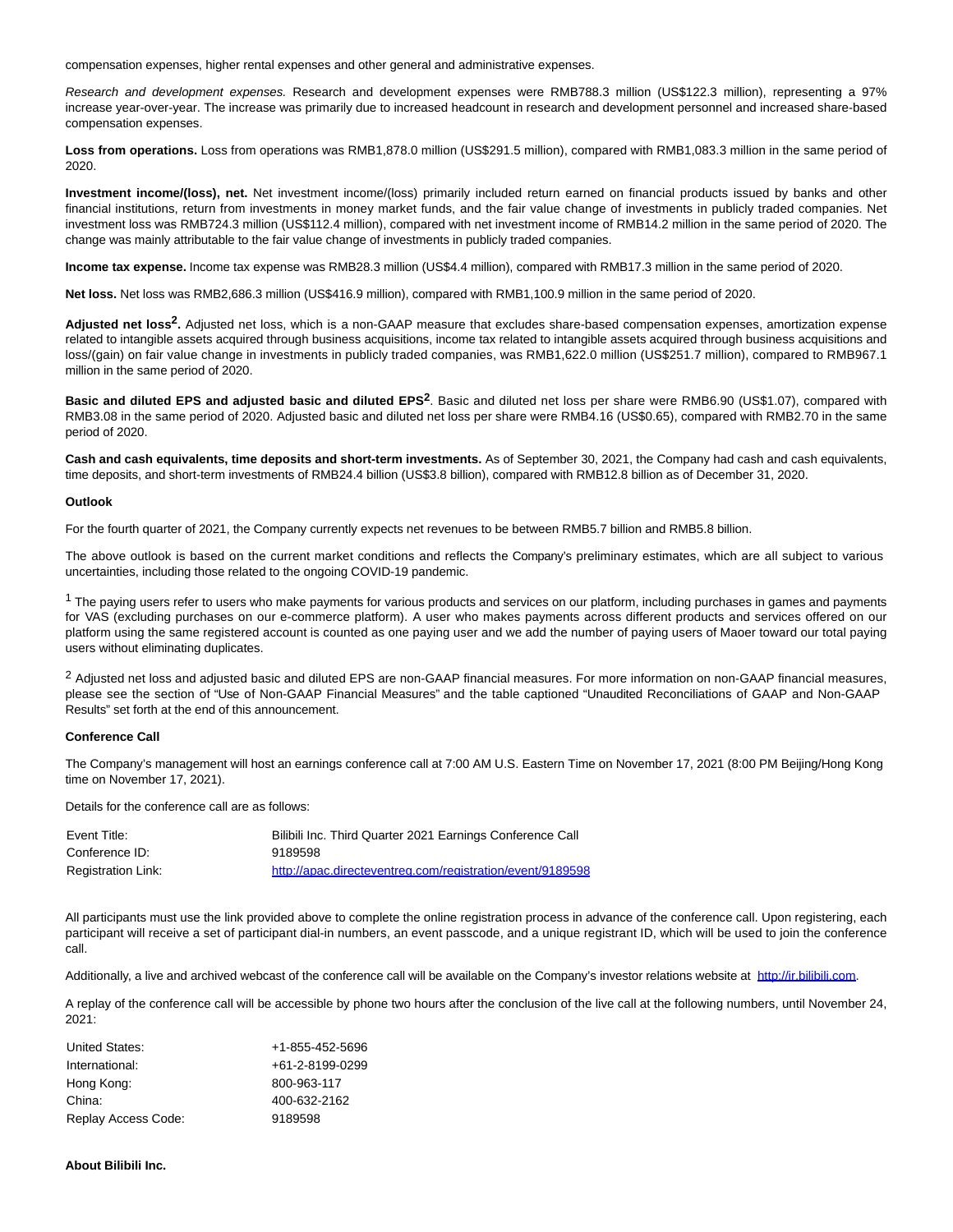compensation expenses, higher rental expenses and other general and administrative expenses.

*Research and development expenses.* Research and development expenses were RMB788.3 million (US$122.3 million), representing a 97% increase year-over-year. The increase was primarily due to increased headcount in research and development personnel and increased share-based compensation expenses.

**Loss from operations.** Loss from operations was RMB1,878.0 million (US$291.5 million), compared with RMB1,083.3 million in the same period of 2020.

**Investment income/(loss), net.** Net investment income/(loss) primarily included return earned on financial products issued by banks and other financial institutions, return from investments in money market funds, and the fair value change of investments in publicly traded companies. Net investment loss was RMB724.3 million (US$112.4 million), compared with net investment income of RMB14.2 million in the same period of 2020. The change was mainly attributable to the fair value change of investments in publicly traded companies.

**Income tax expense.** Income tax expense was RMB28.3 million (US$4.4 million), compared with RMB17.3 million in the same period of 2020.

**Net loss.** Net loss was RMB2,686.3 million (US$416.9 million), compared with RMB1,100.9 million in the same period of 2020.

**Adjusted net loss[2].** Adjusted net loss, which is a non-GAAP measure that excludes share-based compensation expenses, amortization expense related to intangible assets acquired through business acquisitions, income tax related to intangible assets acquired through business acquisitions and loss/(gain) on fair value change in investments in publicly traded companies, was RMB1,622.0 million (US$251.7 million), compared to RMB967.1 million in the same period of 2020.

**Basic and diluted EPS and adjusted basic and diluted EPS[2]**. Basic and diluted net loss per share were RMB6.90 (US$1.07), compared with RMB3.08 in the same period of 2020. Adjusted basic and diluted net loss per share were RMB4.16 (US$0.65), compared with RMB2.70 in the same period of 2020.

**Cash and cash equivalents, time deposits and short-term investments.** As of September 30, 2021, the Company had cash and cash equivalents, time deposits, and short-term investments of RMB24.4 billion (US$3.8 billion), compared with RMB12.8 billion as of December 31, 2020.

**Outlook**

For the fourth quarter of 2021, the Company currently expects net revenues to be between RMB5.7 billion and RMB5.8 billion.

The above outlook is based on the current market conditions and reflects the Company's preliminary estimates, which are all subject to various uncertainties, including those related to the ongoing COVID-19 pandemic.

[1] The paying users refer to users who make payments for various products and services on our platform, including purchases in games and payments for VAS (excluding purchases on our e-commerce platform). A user who makes payments across different products and services offered on our platform using the same registered account is counted as one paying user and we add the number of paying users of Maoer toward our total paying users without eliminating duplicates.

[2] Adjusted net loss and adjusted basic and diluted EPS are non-GAAP financial measures. For more information on non-GAAP financial measures, please see the section of "Use of Non-GAAP Financial Measures" and the table captioned "Unaudited Reconciliations of GAAP and Non-GAAP Results" set forth at the end of this announcement.

**Conference Call**

The Company's management will host an earnings conference call at 7:00 AM U.S. Eastern Time on November 17, 2021 (8:00 PM Beijing/Hong Kong time on November 17, 2021).

Details for the conference call are as follows:

| | |
|---|---|
| Event Title: | Bilibili Inc. Third Quarter 2021 Earnings Conference Call |
| Conference ID: | 9189598 |
| Registration Link: | http://apac.directeventreg.com/registration/event/9189598 |

All participants must use the link provided above to complete the online registration process in advance of the conference call. Upon registering, each participant will receive a set of participant dial-in numbers, an event passcode, and a unique registrant ID, which will be used to join the conference call.

Additionally, a live and archived webcast of the conference call will be available on the Company's investor relations website at http://ir.bilibili.com.

A replay of the conference call will be accessible by phone two hours after the conclusion of the live call at the following numbers, until November 24, 2021:

| | |
|---|---|
| United States: | +1-855-452-5696 |
| International: | +61-2-8199-0299 |
| Hong Kong: | 800-963-117 |
| China: | 400-632-2162 |
| Replay Access Code: | 9189598 |

**About Bilibili Inc.**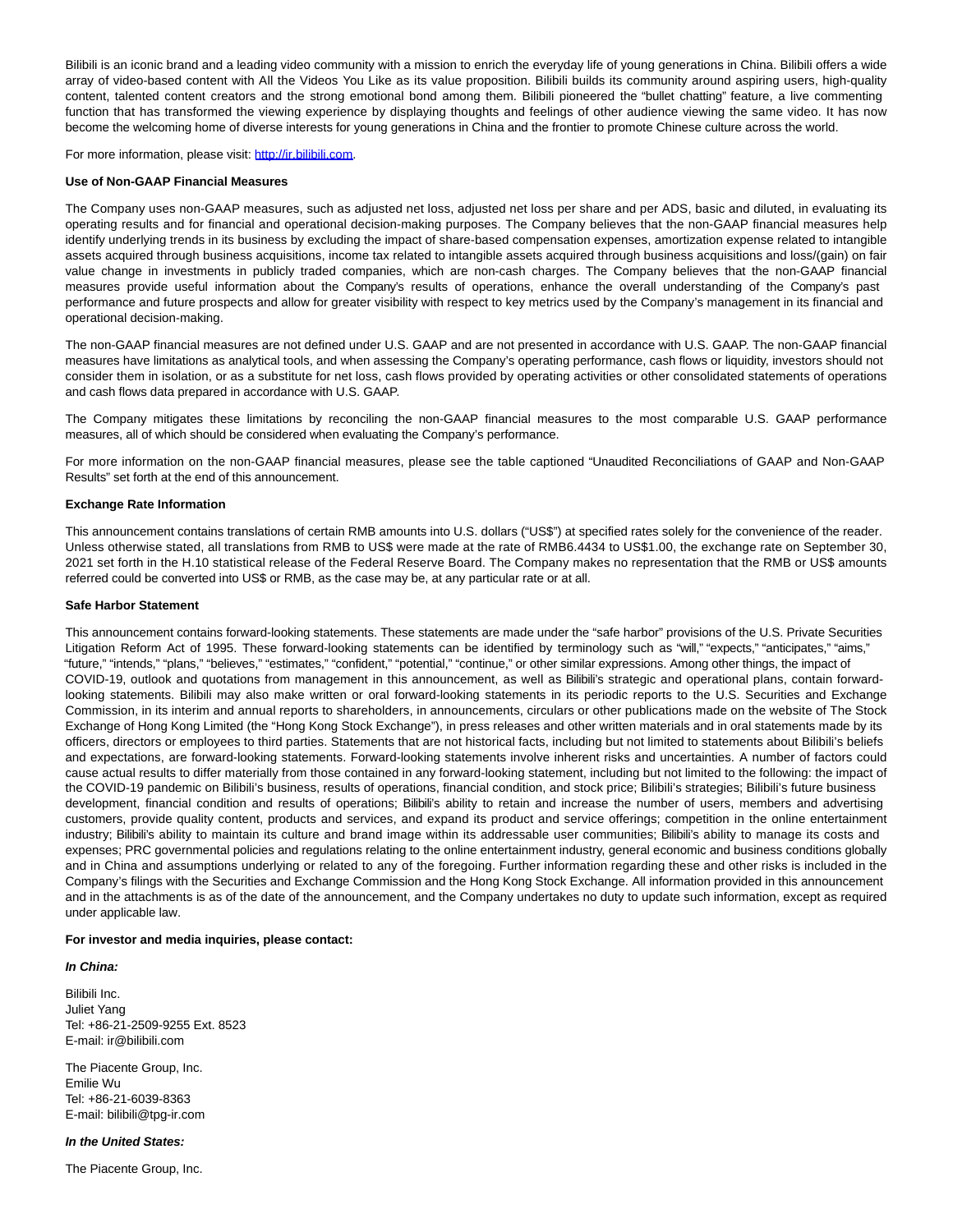Bilibili is an iconic brand and a leading video community with a mission to enrich the everyday life of young generations in China. Bilibili offers a wide array of video-based content with All the Videos You Like as its value proposition. Bilibili builds its community around aspiring users, high-quality content, talented content creators and the strong emotional bond among them. Bilibili pioneered the "bullet chatting" feature, a live commenting function that has transformed the viewing experience by displaying thoughts and feelings of other audience viewing the same video. It has now become the welcoming home of diverse interests for young generations in China and the frontier to promote Chinese culture across the world.

For more information, please visit: http://ir.bilibili.com.

**Use of Non-GAAP Financial Measures**

The Company uses non-GAAP measures, such as adjusted net loss, adjusted net loss per share and per ADS, basic and diluted, in evaluating its operating results and for financial and operational decision-making purposes. The Company believes that the non-GAAP financial measures help identify underlying trends in its business by excluding the impact of share-based compensation expenses, amortization expense related to intangible assets acquired through business acquisitions, income tax related to intangible assets acquired through business acquisitions and loss/(gain) on fair value change in investments in publicly traded companies, which are non-cash charges. The Company believes that the non-GAAP financial measures provide useful information about the Company's results of operations, enhance the overall understanding of the Company's past performance and future prospects and allow for greater visibility with respect to key metrics used by the Company's management in its financial and operational decision-making.

The non-GAAP financial measures are not defined under U.S. GAAP and are not presented in accordance with U.S. GAAP. The non-GAAP financial measures have limitations as analytical tools, and when assessing the Company's operating performance, cash flows or liquidity, investors should not consider them in isolation, or as a substitute for net loss, cash flows provided by operating activities or other consolidated statements of operations and cash flows data prepared in accordance with U.S. GAAP.

The Company mitigates these limitations by reconciling the non-GAAP financial measures to the most comparable U.S. GAAP performance measures, all of which should be considered when evaluating the Company's performance.

For more information on the non-GAAP financial measures, please see the table captioned "Unaudited Reconciliations of GAAP and Non-GAAP Results" set forth at the end of this announcement.

**Exchange Rate Information**

This announcement contains translations of certain RMB amounts into U.S. dollars ("US$") at specified rates solely for the convenience of the reader. Unless otherwise stated, all translations from RMB to US$ were made at the rate of RMB6.4434 to US$1.00, the exchange rate on September 30, 2021 set forth in the H.10 statistical release of the Federal Reserve Board. The Company makes no representation that the RMB or US$ amounts referred could be converted into US$ or RMB, as the case may be, at any particular rate or at all.

**Safe Harbor Statement**

This announcement contains forward-looking statements. These statements are made under the "safe harbor" provisions of the U.S. Private Securities Litigation Reform Act of 1995. These forward-looking statements can be identified by terminology such as "will," "expects," "anticipates," "aims," "future," "intends," "plans," "believes," "estimates," "confident," "potential," "continue," or other similar expressions. Among other things, the impact of COVID-19, outlook and quotations from management in this announcement, as well as Bilibili's strategic and operational plans, contain forward-looking statements. Bilibili may also make written or oral forward-looking statements in its periodic reports to the U.S. Securities and Exchange Commission, in its interim and annual reports to shareholders, in announcements, circulars or other publications made on the website of The Stock Exchange of Hong Kong Limited (the "Hong Kong Stock Exchange"), in press releases and other written materials and in oral statements made by its officers, directors or employees to third parties. Statements that are not historical facts, including but not limited to statements about Bilibili's beliefs and expectations, are forward-looking statements. Forward-looking statements involve inherent risks and uncertainties. A number of factors could cause actual results to differ materially from those contained in any forward-looking statement, including but not limited to the following: the impact of the COVID-19 pandemic on Bilibili's business, results of operations, financial condition, and stock price; Bilibili's strategies; Bilibili's future business development, financial condition and results of operations; Bilibili's ability to retain and increase the number of users, members and advertising customers, provide quality content, products and services, and expand its product and service offerings; competition in the online entertainment industry; Bilibili's ability to maintain its culture and brand image within its addressable user communities; Bilibili's ability to manage its costs and expenses; PRC governmental policies and regulations relating to the online entertainment industry, general economic and business conditions globally and in China and assumptions underlying or related to any of the foregoing. Further information regarding these and other risks is included in the Company's filings with the Securities and Exchange Commission and the Hong Kong Stock Exchange. All information provided in this announcement and in the attachments is as of the date of the announcement, and the Company undertakes no duty to update such information, except as required under applicable law.

**For investor and media inquiries, please contact:**

***In China:***

Bilibili Inc.
Juliet Yang
Tel: +86-21-2509-9255 Ext. 8523
E-mail: ir@bilibili.com

The Piacente Group, Inc.
Emilie Wu
Tel: +86-21-6039-8363
E-mail: bilibili@tpg-ir.com

***In the United States:***

The Piacente Group, Inc.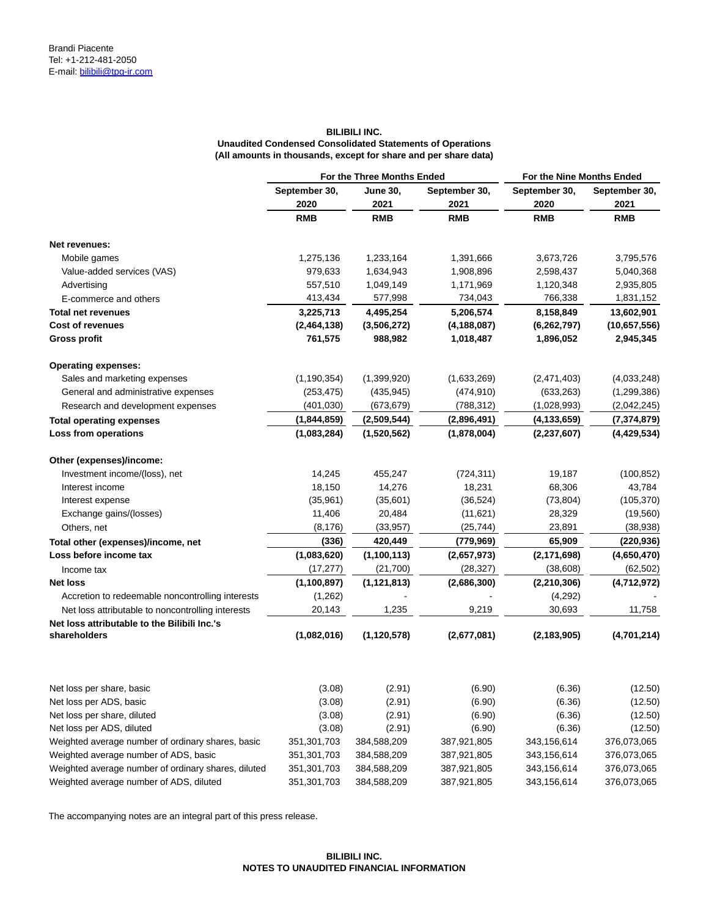Brandi Piacente
Tel: +1-212-481-2050
E-mail: bilibili@tpg-ir.com

**BILIBILI INC.**
**Unaudited Condensed Consolidated Statements of Operations**
**(All amounts in thousands, except for share and per share data)**

| | For the Three Months Ended | | | For the Nine Months Ended | |
|---|---|---|---|---|---|
| | September 30, 2020 | June 30, 2021 | September 30, 2021 | September 30, 2020 | September 30, 2021 |
| | RMB | RMB | RMB | RMB | RMB |
| **Net revenues:** | | | | | |
| Mobile games | 1,275,136 | 1,233,164 | 1,391,666 | 3,673,726 | 3,795,576 |
| Value-added services (VAS) | 979,633 | 1,634,943 | 1,908,896 | 2,598,437 | 5,040,368 |
| Advertising | 557,510 | 1,049,149 | 1,171,969 | 1,120,348 | 2,935,805 |
| E-commerce and others | 413,434 | 577,998 | 734,043 | 766,338 | 1,831,152 |
| **Total net revenues** | **3,225,713** | **4,495,254** | **5,206,574** | **8,158,849** | **13,602,901** |
| **Cost of revenues** | **(2,464,138)** | **(3,506,272)** | **(4,188,087)** | **(6,262,797)** | **(10,657,556)** |
| **Gross profit** | **761,575** | **988,982** | **1,018,487** | **1,896,052** | **2,945,345** |
| **Operating expenses:** | | | | | |
| Sales and marketing expenses | (1,190,354) | (1,399,920) | (1,633,269) | (2,471,403) | (4,033,248) |
| General and administrative expenses | (253,475) | (435,945) | (474,910) | (633,263) | (1,299,386) |
| Research and development expenses | (401,030) | (673,679) | (788,312) | (1,028,993) | (2,042,245) |
| **Total operating expenses** | **(1,844,859)** | **(2,509,544)** | **(2,896,491)** | **(4,133,659)** | **(7,374,879)** |
| **Loss from operations** | **(1,083,284)** | **(1,520,562)** | **(1,878,004)** | **(2,237,607)** | **(4,429,534)** |
| **Other (expenses)/income:** | | | | | |
| Investment income/(loss), net | 14,245 | 455,247 | (724,311) | 19,187 | (100,852) |
| Interest income | 18,150 | 14,276 | 18,231 | 68,306 | 43,784 |
| Interest expense | (35,961) | (35,601) | (36,524) | (73,804) | (105,370) |
| Exchange gains/(losses) | 11,406 | 20,484 | (11,621) | 28,329 | (19,560) |
| Others, net | (8,176) | (33,957) | (25,744) | 23,891 | (38,938) |
| **Total other (expenses)/income, net** | **(336)** | **420,449** | **(779,969)** | **65,909** | **(220,936)** |
| **Loss before income tax** | **(1,083,620)** | **(1,100,113)** | **(2,657,973)** | **(2,171,698)** | **(4,650,470)** |
| Income tax | (17,277) | (21,700) | (28,327) | (38,608) | (62,502) |
| **Net loss** | **(1,100,897)** | **(1,121,813)** | **(2,686,300)** | **(2,210,306)** | **(4,712,972)** |
| Accretion to redeemable noncontrolling interests | (1,262) | - | - | (4,292) | - |
| Net loss attributable to noncontrolling interests | 20,143 | 1,235 | 9,219 | 30,693 | 11,758 |
| **Net loss attributable to the Bilibili Inc.'s shareholders** | **(1,082,016)** | **(1,120,578)** | **(2,677,081)** | **(2,183,905)** | **(4,701,214)** |
| | | | | | |
| Net loss per share, basic | (3.08) | (2.91) | (6.90) | (6.36) | (12.50) |
| Net loss per ADS, basic | (3.08) | (2.91) | (6.90) | (6.36) | (12.50) |
| Net loss per share, diluted | (3.08) | (2.91) | (6.90) | (6.36) | (12.50) |
| Net loss per ADS, diluted | (3.08) | (2.91) | (6.90) | (6.36) | (12.50) |
| Weighted average number of ordinary shares, basic | 351,301,703 | 384,588,209 | 387,921,805 | 343,156,614 | 376,073,065 |
| Weighted average number of ADS, basic | 351,301,703 | 384,588,209 | 387,921,805 | 343,156,614 | 376,073,065 |
| Weighted average number of ordinary shares, diluted | 351,301,703 | 384,588,209 | 387,921,805 | 343,156,614 | 376,073,065 |
| Weighted average number of ADS, diluted | 351,301,703 | 384,588,209 | 387,921,805 | 343,156,614 | 376,073,065 |

The accompanying notes are an integral part of this press release.

**BILIBILI INC.**
**NOTES TO UNAUDITED FINANCIAL INFORMATION**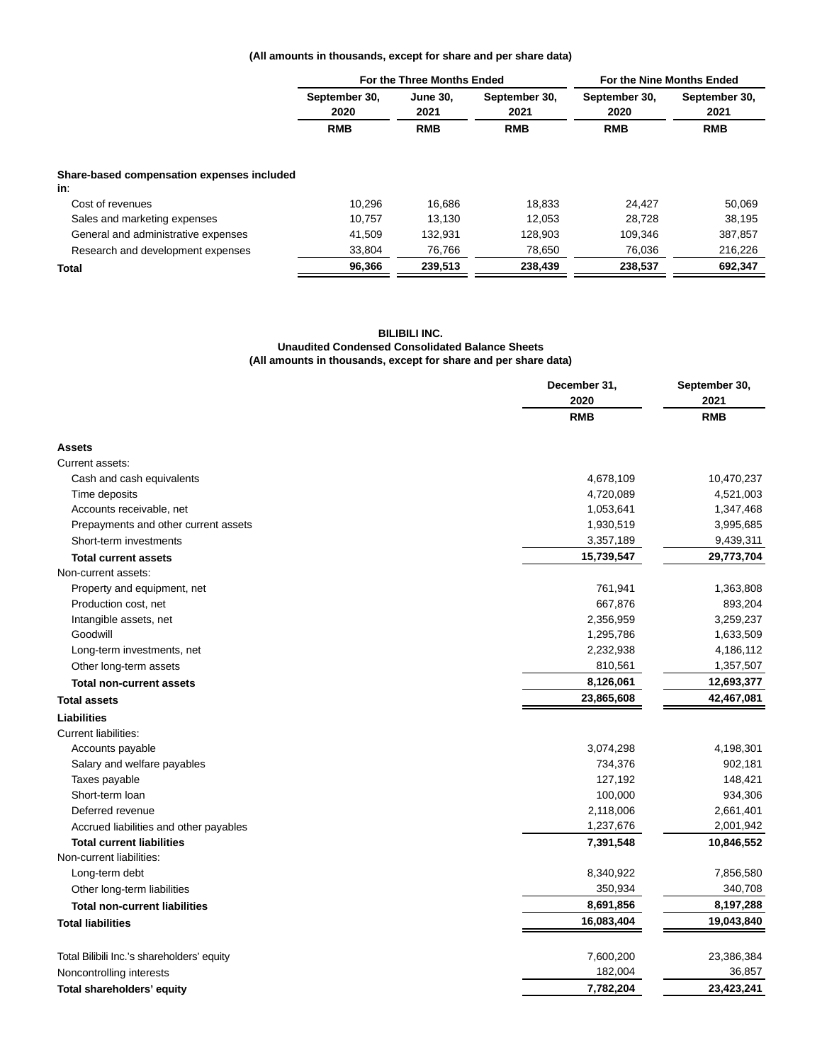(All amounts in thousands, except for share and per share data)

| | For the Three Months Ended | | | For the Nine Months Ended | |
|---|---|---|---|---|---|
| | September 30, 2020 | June 30, 2021 | September 30, 2021 | September 30, 2020 | September 30, 2021 |
| | RMB | RMB | RMB | RMB | RMB |
| **Share-based compensation expenses included in**: | | | | | |
| Cost of revenues | 10,296 | 16,686 | 18,833 | 24,427 | 50,069 |
| Sales and marketing expenses | 10,757 | 13,130 | 12,053 | 28,728 | 38,195 |
| General and administrative expenses | 41,509 | 132,931 | 128,903 | 109,346 | 387,857 |
| Research and development expenses | 33,804 | 76,766 | 78,650 | 76,036 | 216,226 |
| **Total** | **96,366** | **239,513** | **238,439** | **238,537** | **692,347** |

**BILIBILI INC.**
**Unaudited Condensed Consolidated Balance Sheets**
**(All amounts in thousands, except for share and per share data)**

| | December 31, 2020 | September 30, 2021 |
|---|---|---|
| | RMB | RMB |
| **Assets** | | |
| Current assets: | | |
| Cash and cash equivalents | 4,678,109 | 10,470,237 |
| Time deposits | 4,720,089 | 4,521,003 |
| Accounts receivable, net | 1,053,641 | 1,347,468 |
| Prepayments and other current assets | 1,930,519 | 3,995,685 |
| Short-term investments | 3,357,189 | 9,439,311 |
| **Total current assets** | **15,739,547** | **29,773,704** |
| Non-current assets: | | |
| Property and equipment, net | 761,941 | 1,363,808 |
| Production cost, net | 667,876 | 893,204 |
| Intangible assets, net | 2,356,959 | 3,259,237 |
| Goodwill | 1,295,786 | 1,633,509 |
| Long-term investments, net | 2,232,938 | 4,186,112 |
| Other long-term assets | 810,561 | 1,357,507 |
| **Total non-current assets** | **8,126,061** | **12,693,377** |
| **Total assets** | **23,865,608** | **42,467,081** |
| **Liabilities** | | |
| Current liabilities: | | |
| Accounts payable | 3,074,298 | 4,198,301 |
| Salary and welfare payables | 734,376 | 902,181 |
| Taxes payable | 127,192 | 148,421 |
| Short-term loan | 100,000 | 934,306 |
| Deferred revenue | 2,118,006 | 2,661,401 |
| Accrued liabilities and other payables | 1,237,676 | 2,001,942 |
| **Total current liabilities** | **7,391,548** | **10,846,552** |
| Non-current liabilities: | | |
| Long-term debt | 8,340,922 | 7,856,580 |
| Other long-term liabilities | 350,934 | 340,708 |
| **Total non-current liabilities** | **8,691,856** | **8,197,288** |
| **Total liabilities** | **16,083,404** | **19,043,840** |
| Total Bilibili Inc.'s shareholders' equity | 7,600,200 | 23,386,384 |
| Noncontrolling interests | 182,004 | 36,857 |
| **Total shareholders' equity** | **7,782,204** | **23,423,241** |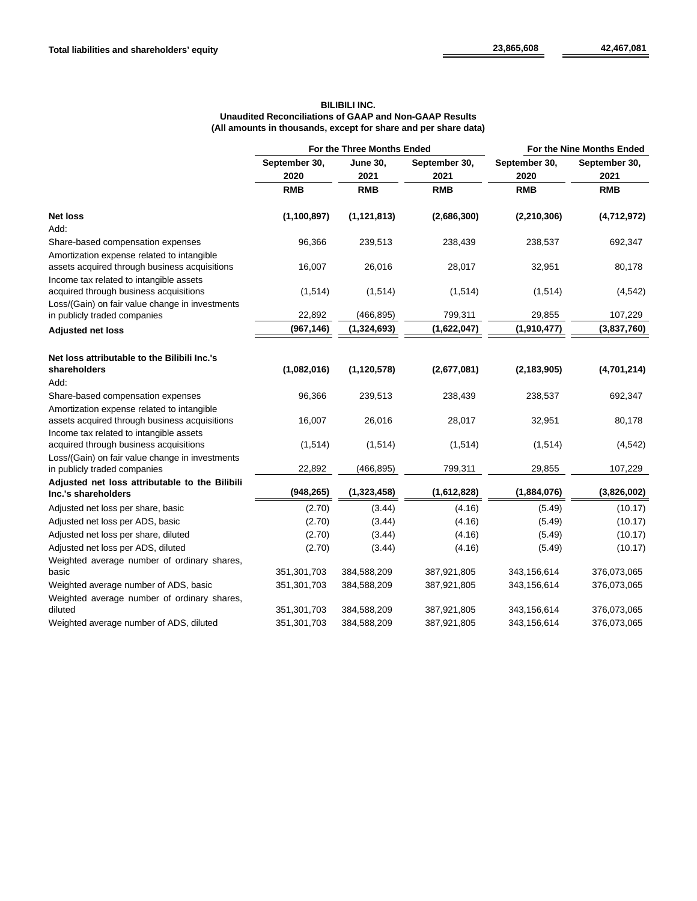| | | |
|---|---|---|
| **Total liabilities and shareholders' equity** | **23,865,608** | **42,467,081** |

**BILIBILI INC.**
**Unaudited Reconciliations of GAAP and Non-GAAP Results**
**(All amounts in thousands, except for share and per share data)**

| | For the Three Months Ended | | | For the Nine Months Ended | |
|---|---|---|---|---|---|
| | September 30, 2020 | June 30, 2021 | September 30, 2021 | September 30, 2020 | September 30, 2021 |
| | RMB | RMB | RMB | RMB | RMB |
| **Net loss** | **(1,100,897)** | **(1,121,813)** | **(2,686,300)** | **(2,210,306)** | **(4,712,972)** |
| Add: | | | | | |
| Share-based compensation expenses | 96,366 | 239,513 | 238,439 | 238,537 | 692,347 |
| Amortization expense related to intangible assets acquired through business acquisitions | 16,007 | 26,016 | 28,017 | 32,951 | 80,178 |
| Income tax related to intangible assets acquired through business acquisitions | (1,514) | (1,514) | (1,514) | (1,514) | (4,542) |
| Loss/(Gain) on fair value change in investments in publicly traded companies | 22,892 | (466,895) | 799,311 | 29,855 | 107,229 |
| **Adjusted net loss** | **(967,146)** | **(1,324,693)** | **(1,622,047)** | **(1,910,477)** | **(3,837,760)** |
| | | | | | |
| **Net loss attributable to the Bilibili Inc.'s shareholders** | **(1,082,016)** | **(1,120,578)** | **(2,677,081)** | **(2,183,905)** | **(4,701,214)** |
| Add: | | | | | |
| Share-based compensation expenses | 96,366 | 239,513 | 238,439 | 238,537 | 692,347 |
| Amortization expense related to intangible assets acquired through business acquisitions | 16,007 | 26,016 | 28,017 | 32,951 | 80,178 |
| Income tax related to intangible assets acquired through business acquisitions | (1,514) | (1,514) | (1,514) | (1,514) | (4,542) |
| Loss/(Gain) on fair value change in investments in publicly traded companies | 22,892 | (466,895) | 799,311 | 29,855 | 107,229 |
| **Adjusted net loss attributable to the Bilibili Inc.'s shareholders** | **(948,265)** | **(1,323,458)** | **(1,612,828)** | **(1,884,076)** | **(3,826,002)** |
| Adjusted net loss per share, basic | (2.70) | (3.44) | (4.16) | (5.49) | (10.17) |
| Adjusted net loss per ADS, basic | (2.70) | (3.44) | (4.16) | (5.49) | (10.17) |
| Adjusted net loss per share, diluted | (2.70) | (3.44) | (4.16) | (5.49) | (10.17) |
| Adjusted net loss per ADS, diluted | (2.70) | (3.44) | (4.16) | (5.49) | (10.17) |
| Weighted average number of ordinary shares, basic | 351,301,703 | 384,588,209 | 387,921,805 | 343,156,614 | 376,073,065 |
| Weighted average number of ADS, basic | 351,301,703 | 384,588,209 | 387,921,805 | 343,156,614 | 376,073,065 |
| Weighted average number of ordinary shares, diluted | 351,301,703 | 384,588,209 | 387,921,805 | 343,156,614 | 376,073,065 |
| Weighted average number of ADS, diluted | 351,301,703 | 384,588,209 | 387,921,805 | 343,156,614 | 376,073,065 |